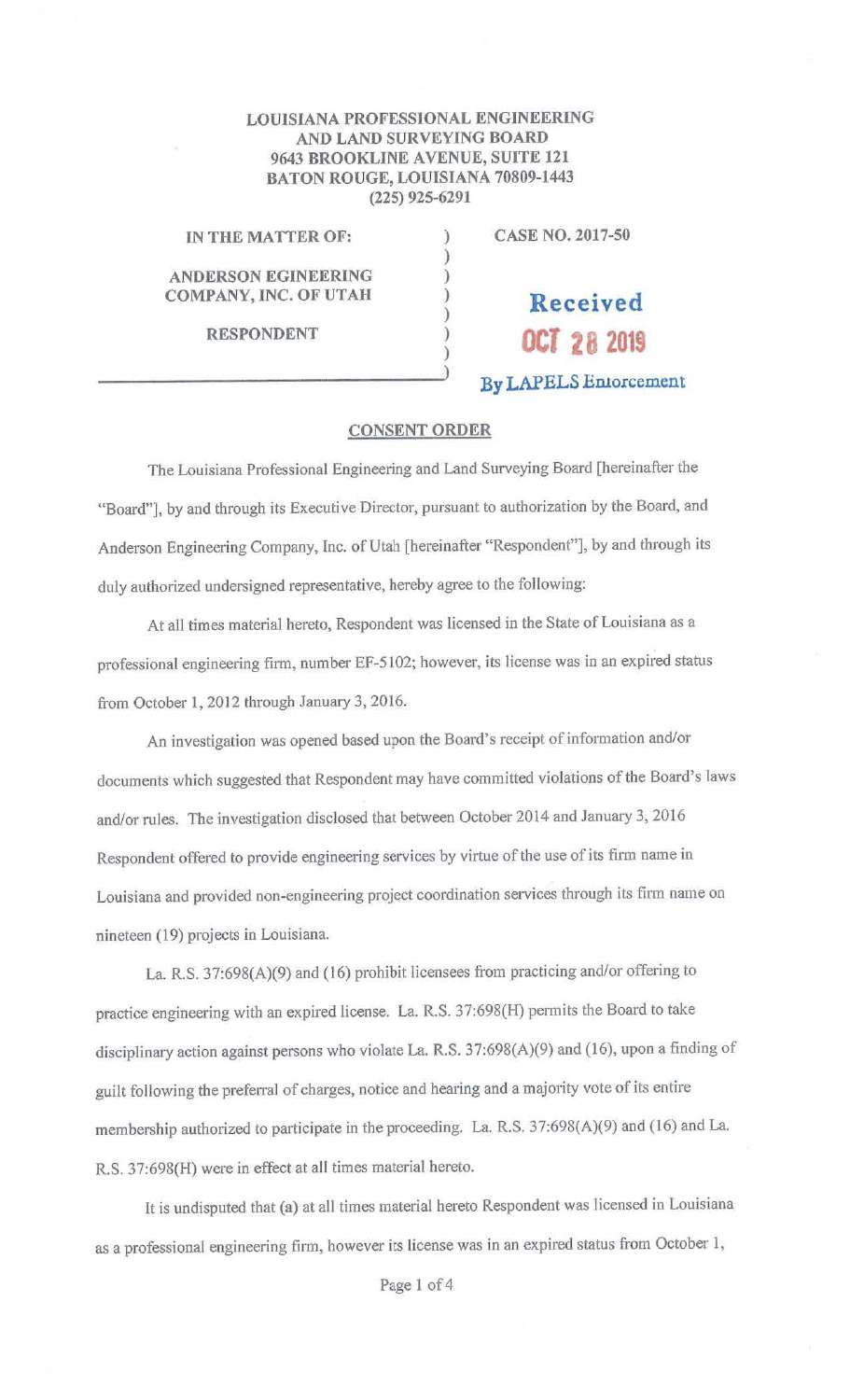**LOUISIANA PROFESSIONAL ENGINEERING AND LAND SURVEYING BOARD**
**9643 BROOKLINE AVENUE, SUITE 121**
**BATON ROUGE, LOUISIANA 70809-1443**
**(225) 925-6291**

**IN THE MATTER OF:**

**ANDERSON EGINEERING COMPANY, INC. OF UTAH**

**RESPONDENT**

**CASE NO. 2017-50**

Received
OCT 28 2019
By LAPELS Enforcement

## CONSENT ORDER

The Louisiana Professional Engineering and Land Surveying Board [hereinafter the "Board"], by and through its Executive Director, pursuant to authorization by the Board, and Anderson Engineering Company, Inc. of Utah [hereinafter "Respondent"], by and through its duly authorized undersigned representative, hereby agree to the following:

At all times material hereto, Respondent was licensed in the State of Louisiana as a professional engineering firm, number EF-5102; however, its license was in an expired status from October 1, 2012 through January 3, 2016.

An investigation was opened based upon the Board's receipt of information and/or documents which suggested that Respondent may have committed violations of the Board's laws and/or rules. The investigation disclosed that between October 2014 and January 3, 2016 Respondent offered to provide engineering services by virtue of the use of its firm name in Louisiana and provided non-engineering project coordination services through its firm name on nineteen (19) projects in Louisiana.

La. R.S. 37:698(A)(9) and (16) prohibit licensees from practicing and/or offering to practice engineering with an expired license. La. R.S. 37:698(H) permits the Board to take disciplinary action against persons who violate La. R.S. 37:698(A)(9) and (16), upon a finding of guilt following the preferral of charges, notice and hearing and a majority vote of its entire membership authorized to participate in the proceeding. La. R.S. 37:698(A)(9) and (16) and La. R.S. 37:698(H) were in effect at all times material hereto.

It is undisputed that (a) at all times material hereto Respondent was licensed in Louisiana as a professional engineering firm, however its license was in an expired status from October 1,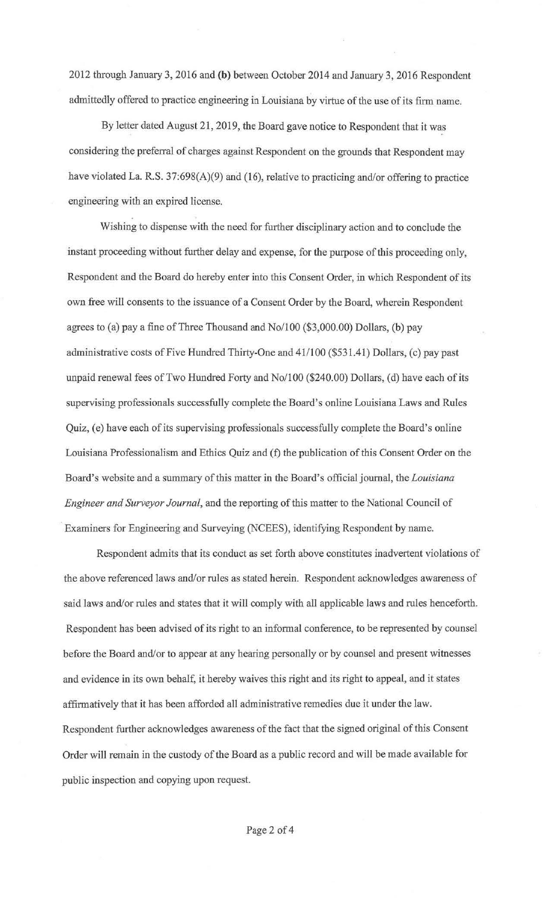2012 through January 3, 2016 and **(b)** between October 2014 and January 3, 2016 Respondent admittedly offered to practice engineering in Louisiana by virtue of the use of its firm name.

By letter dated August 21, 2019, the Board gave notice to Respondent that it was considering the preferral of charges against Respondent on the grounds that Respondent may have violated La. R.S. 37:698(A)(9) and (16), relative to practicing and/or offering to practice engineering with an expired license.

Wishing to dispense with the need for further disciplinary action and to conclude the instant proceeding without further delay and expense, for the purpose of this proceeding only, Respondent and the Board do hereby enter into this Consent Order, in which Respondent of its own free will consents to the issuance of a Consent Order by the Board, wherein Respondent agrees to (a) pay a fine of Three Thousand and No/100 ($3,000.00) Dollars, (b) pay administrative costs of Five Hundred Thirty-One and 41/100 ($531.41) Dollars, (c) pay past unpaid renewal fees of Two Hundred Forty and No/100 ($240.00) Dollars, (d) have each of its supervising professionals successfully complete the Board's online Louisiana Laws and Rules Quiz, (e) have each of its supervising professionals successfully complete the Board's online Louisiana Professionalism and Ethics Quiz and (f) the publication of this Consent Order on the Board's website and a summary of this matter in the Board's official journal, the *Louisiana Engineer and Surveyor Journal*, and the reporting of this matter to the National Council of Examiners for Engineering and Surveying (NCEES), identifying Respondent by name.

Respondent admits that its conduct as set forth above constitutes inadvertent violations of the above referenced laws and/or rules as stated herein. Respondent acknowledges awareness of said laws and/or rules and states that it will comply with all applicable laws and rules henceforth. Respondent has been advised of its right to an informal conference, to be represented by counsel before the Board and/or to appear at any hearing personally or by counsel and present witnesses and evidence in its own behalf, it hereby waives this right and its right to appeal, and it states affirmatively that it has been afforded all administrative remedies due it under the law. Respondent further acknowledges awareness of the fact that the signed original of this Consent Order will remain in the custody of the Board as a public record and will be made available for public inspection and copying upon request.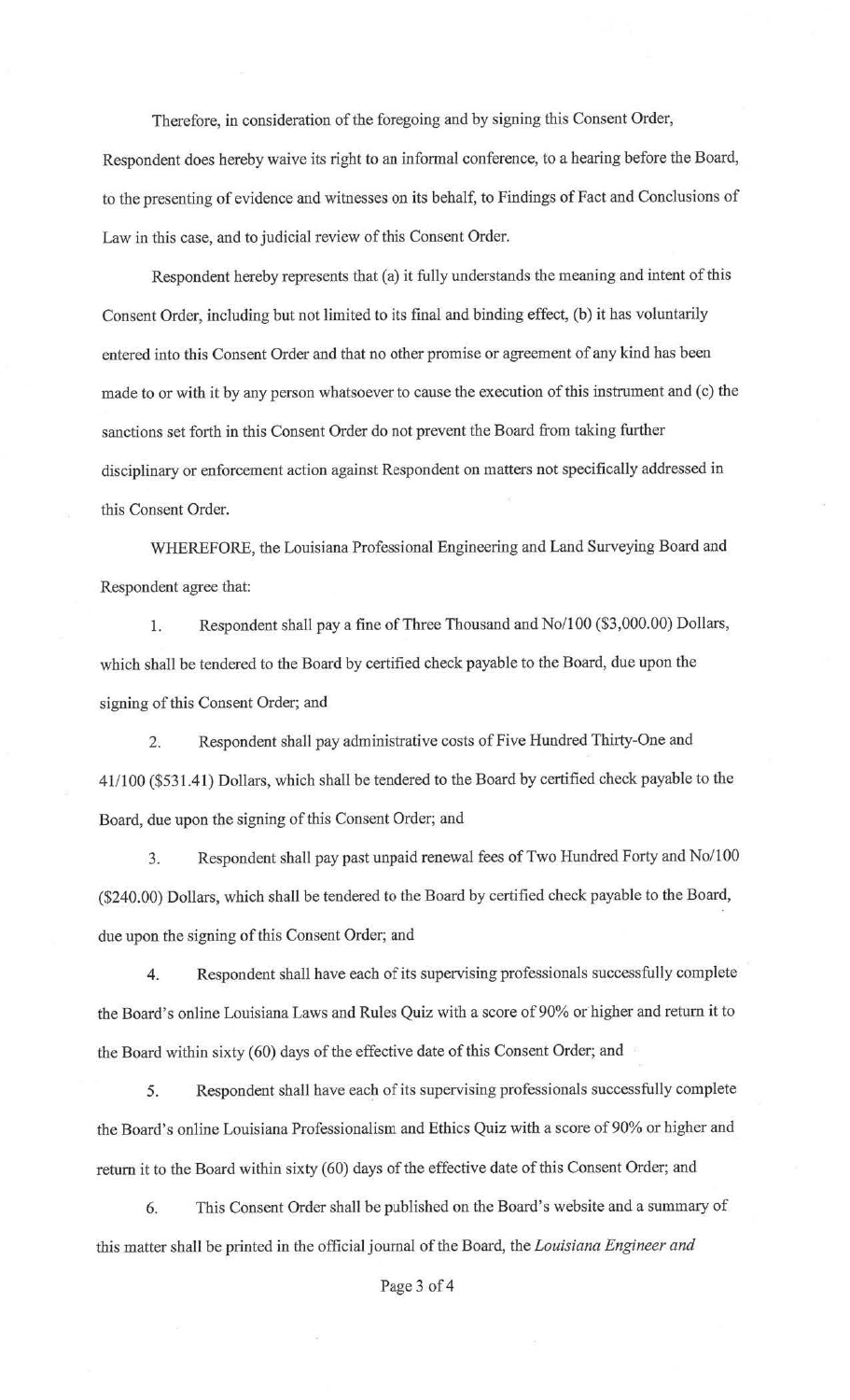Therefore, in consideration of the foregoing and by signing this Consent Order, Respondent does hereby waive its right to an informal conference, to a hearing before the Board, to the presenting of evidence and witnesses on its behalf, to Findings of Fact and Conclusions of Law in this case, and to judicial review of this Consent Order.

Respondent hereby represents that (a) it fully understands the meaning and intent of this Consent Order, including but not limited to its final and binding effect, (b) it has voluntarily entered into this Consent Order and that no other promise or agreement of any kind has been made to or with it by any person whatsoever to cause the execution of this instrument and (c) the sanctions set forth in this Consent Order do not prevent the Board from taking further disciplinary or enforcement action against Respondent on matters not specifically addressed in this Consent Order.

WHEREFORE, the Louisiana Professional Engineering and Land Surveying Board and Respondent agree that:

1. Respondent shall pay a fine of Three Thousand and No/100 ($3,000.00) Dollars, which shall be tendered to the Board by certified check payable to the Board, due upon the signing of this Consent Order; and

2. Respondent shall pay administrative costs of Five Hundred Thirty-One and 41/100 ($531.41) Dollars, which shall be tendered to the Board by certified check payable to the Board, due upon the signing of this Consent Order; and

3. Respondent shall pay past unpaid renewal fees of Two Hundred Forty and No/100 ($240.00) Dollars, which shall be tendered to the Board by certified check payable to the Board, due upon the signing of this Consent Order; and

4. Respondent shall have each of its supervising professionals successfully complete the Board's online Louisiana Laws and Rules Quiz with a score of 90% or higher and return it to the Board within sixty (60) days of the effective date of this Consent Order; and

5. Respondent shall have each of its supervising professionals successfully complete the Board's online Louisiana Professionalism and Ethics Quiz with a score of 90% or higher and return it to the Board within sixty (60) days of the effective date of this Consent Order; and

6. This Consent Order shall be published on the Board's website and a summary of this matter shall be printed in the official journal of the Board, the *Louisiana Engineer and*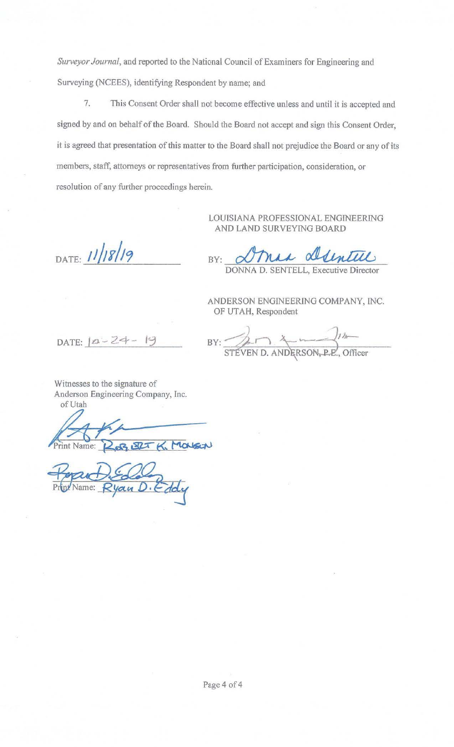*Surveyor Journal*, and reported to the National Council of Examiners for Engineering and Surveying (NCEES), identifying Respondent by name; and

7. This Consent Order shall not become effective unless and until it is accepted and signed by and on behalf of the Board. Should the Board not accept and sign this Consent Order, it is agreed that presentation of this matter to the Board shall not prejudice the Board or any of its members, staff, attorneys or representatives from further participation, consideration, or resolution of any further proceedings herein.

LOUISIANA PROFESSIONAL ENGINEERING AND LAND SURVEYING BOARD

DATE: 11/18/19

BY: *Donna Sentell*
DONNA D. SENTELL, Executive Director

ANDERSON ENGINEERING COMPANY, INC. OF UTAH, Respondent

DATE: 10-24-19

BY: *[signature]*
STEVEN D. ANDERSON, ~~P.E.~~, Officer

Witnesses to the signature of Anderson Engineering Company, Inc. of Utah

*[signature]*
Print Name: ROBERT K. MONSON

*[signature]*
Print Name: Ryan D. Eddy